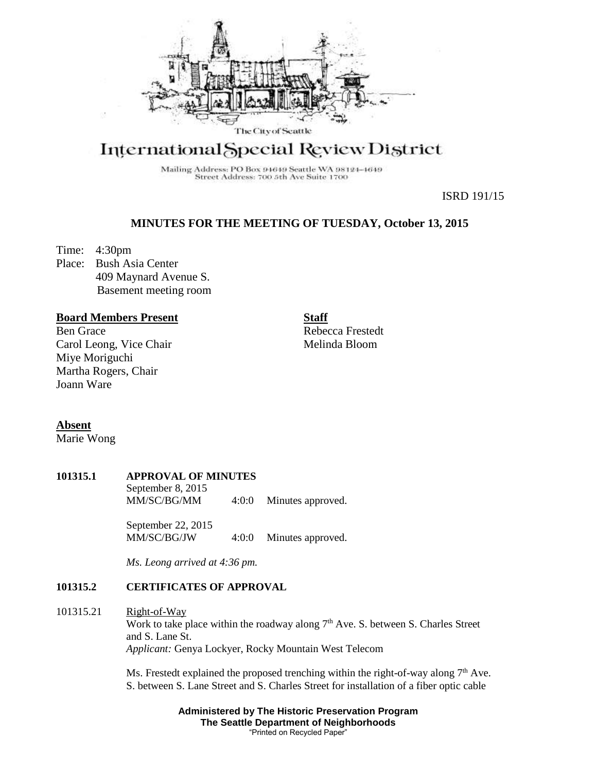The City of Seattle

# International Special Review District

Mailing Address: PO Box 94649 Seattle WA 98124-4649
Street Address: 700 5th Ave Suite 1700

ISRD 191/15

## MINUTES FOR THE MEETING OF TUESDAY, October 13, 2015

Time: 4:30pm
Place: Bush Asia Center
409 Maynard Avenue S.
Basement meeting room

**Board Members Present**
Ben Grace
Carol Leong, Vice Chair
Miye Moriguchi
Martha Rogers, Chair
Joann Ware

**Staff**
Rebecca Frestedt
Melinda Bloom

**Absent**
Marie Wong

**101315.1 APPROVAL OF MINUTES**

September 8, 2015
MM/SC/BG/MM 4:0:0 Minutes approved.

September 22, 2015
MM/SC/BG/JW 4:0:0 Minutes approved.

*Ms. Leong arrived at 4:36 pm.*

**101315.2 CERTIFICATES OF APPROVAL**

101315.21 Right-of-Way

Work to take place within the roadway along 7th Ave. S. between S. Charles Street and S. Lane St.
*Applicant:* Genya Lockyer, Rocky Mountain West Telecom

Ms. Frestedt explained the proposed trenching within the right-of-way along 7th Ave. S. between S. Lane Street and S. Charles Street for installation of a fiber optic cable

**Administered by The Historic Preservation Program**
**The Seattle Department of Neighborhoods**
"Printed on Recycled Paper"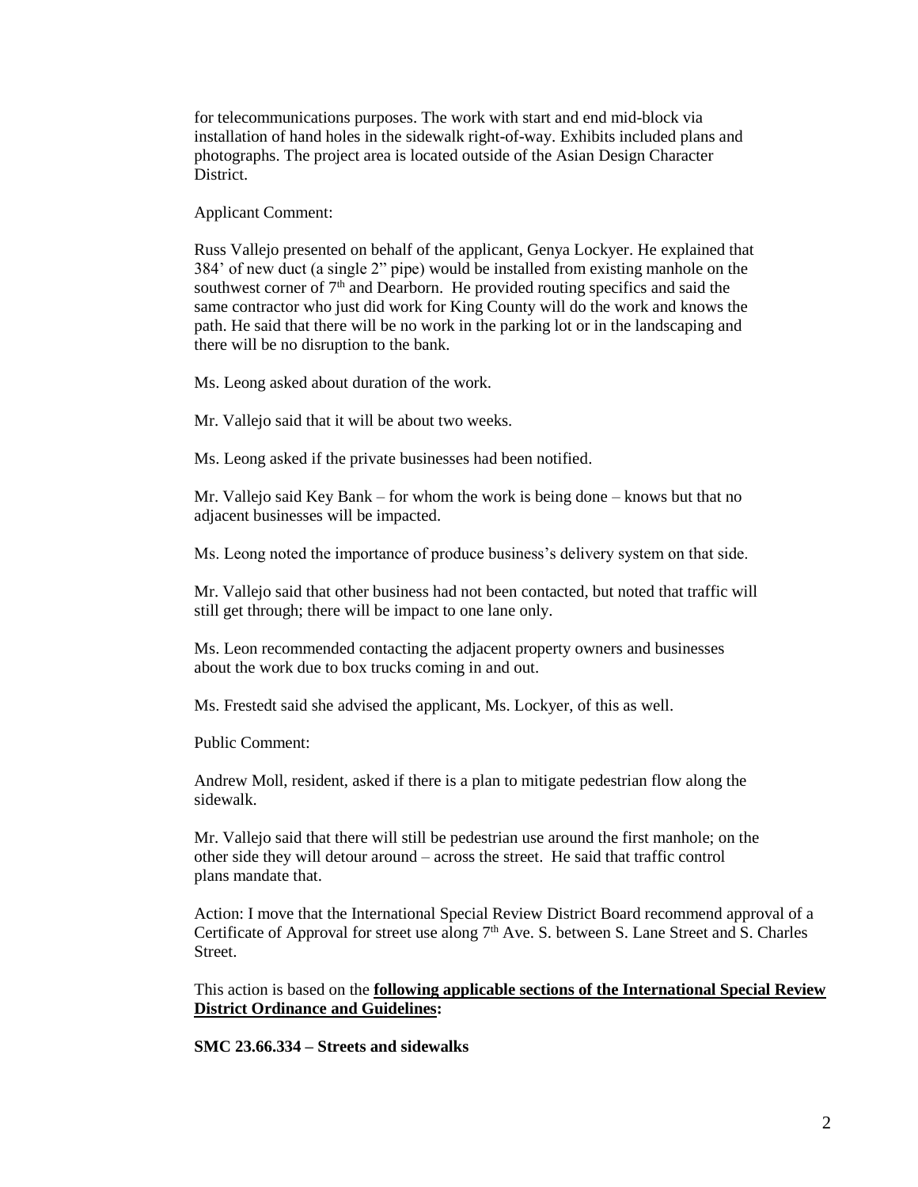for telecommunications purposes. The work with start and end mid-block via installation of hand holes in the sidewalk right-of-way. Exhibits included plans and photographs. The project area is located outside of the Asian Design Character District.

Applicant Comment:

Russ Vallejo presented on behalf of the applicant, Genya Lockyer. He explained that 384' of new duct (a single 2" pipe) would be installed from existing manhole on the southwest corner of 7th and Dearborn. He provided routing specifics and said the same contractor who just did work for King County will do the work and knows the path. He said that there will be no work in the parking lot or in the landscaping and there will be no disruption to the bank.

Ms. Leong asked about duration of the work.

Mr. Vallejo said that it will be about two weeks.

Ms. Leong asked if the private businesses had been notified.

Mr. Vallejo said Key Bank – for whom the work is being done – knows but that no adjacent businesses will be impacted.

Ms. Leong noted the importance of produce business's delivery system on that side.

Mr. Vallejo said that other business had not been contacted, but noted that traffic will still get through; there will be impact to one lane only.

Ms. Leon recommended contacting the adjacent property owners and businesses about the work due to box trucks coming in and out.

Ms. Frestedt said she advised the applicant, Ms. Lockyer, of this as well.

Public Comment:

Andrew Moll, resident, asked if there is a plan to mitigate pedestrian flow along the sidewalk.

Mr. Vallejo said that there will still be pedestrian use around the first manhole; on the other side they will detour around – across the street. He said that traffic control plans mandate that.

Action: I move that the International Special Review District Board recommend approval of a Certificate of Approval for street use along 7th Ave. S. between S. Lane Street and S. Charles Street.

This action is based on the **following applicable sections of the International Special Review District Ordinance and Guidelines:**

**SMC 23.66.334 – Streets and sidewalks**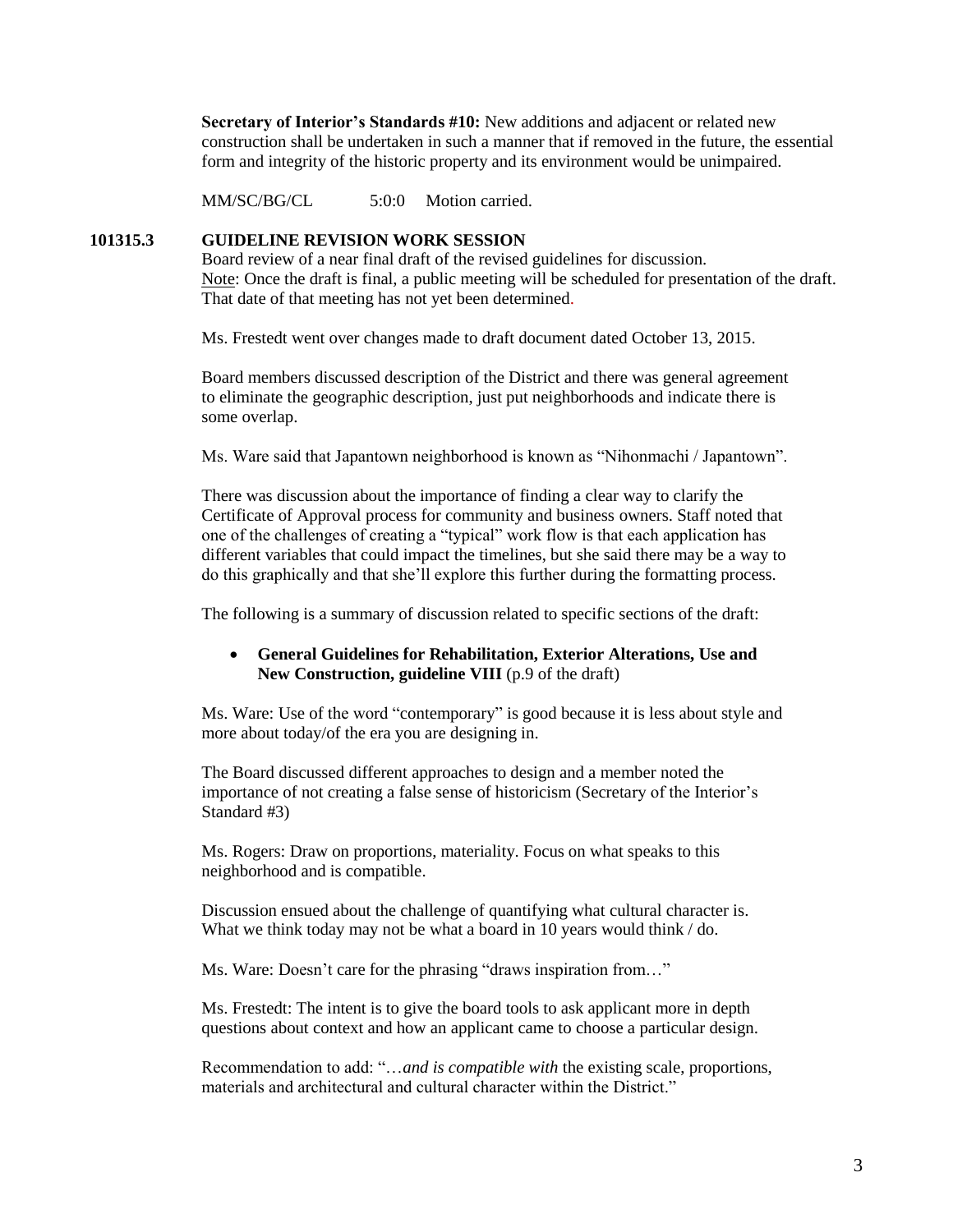**Secretary of Interior's Standards #10:** New additions and adjacent or related new construction shall be undertaken in such a manner that if removed in the future, the essential form and integrity of the historic property and its environment would be unimpaired.

MM/SC/BG/CL 5:0:0 Motion carried.

**101315.3 GUIDELINE REVISION WORK SESSION**

Board review of a near final draft of the revised guidelines for discussion.
Note: Once the draft is final, a public meeting will be scheduled for presentation of the draft. That date of that meeting has not yet been determined.

Ms. Frestedt went over changes made to draft document dated October 13, 2015.

Board members discussed description of the District and there was general agreement to eliminate the geographic description, just put neighborhoods and indicate there is some overlap.

Ms. Ware said that Japantown neighborhood is known as "Nihonmachi / Japantown".

There was discussion about the importance of finding a clear way to clarify the Certificate of Approval process for community and business owners. Staff noted that one of the challenges of creating a "typical" work flow is that each application has different variables that could impact the timelines, but she said there may be a way to do this graphically and that she'll explore this further during the formatting process.

The following is a summary of discussion related to specific sections of the draft:

- **General Guidelines for Rehabilitation, Exterior Alterations, Use and New Construction, guideline VIII** (p.9 of the draft)

Ms. Ware: Use of the word "contemporary" is good because it is less about style and more about today/of the era you are designing in.

The Board discussed different approaches to design and a member noted the importance of not creating a false sense of historicism (Secretary of the Interior's Standard #3)

Ms. Rogers: Draw on proportions, materiality. Focus on what speaks to this neighborhood and is compatible.

Discussion ensued about the challenge of quantifying what cultural character is. What we think today may not be what a board in 10 years would think / do.

Ms. Ware: Doesn't care for the phrasing "draws inspiration from…"

Ms. Frestedt: The intent is to give the board tools to ask applicant more in depth questions about context and how an applicant came to choose a particular design.

Recommendation to add: "…*and is compatible with* the existing scale, proportions, materials and architectural and cultural character within the District."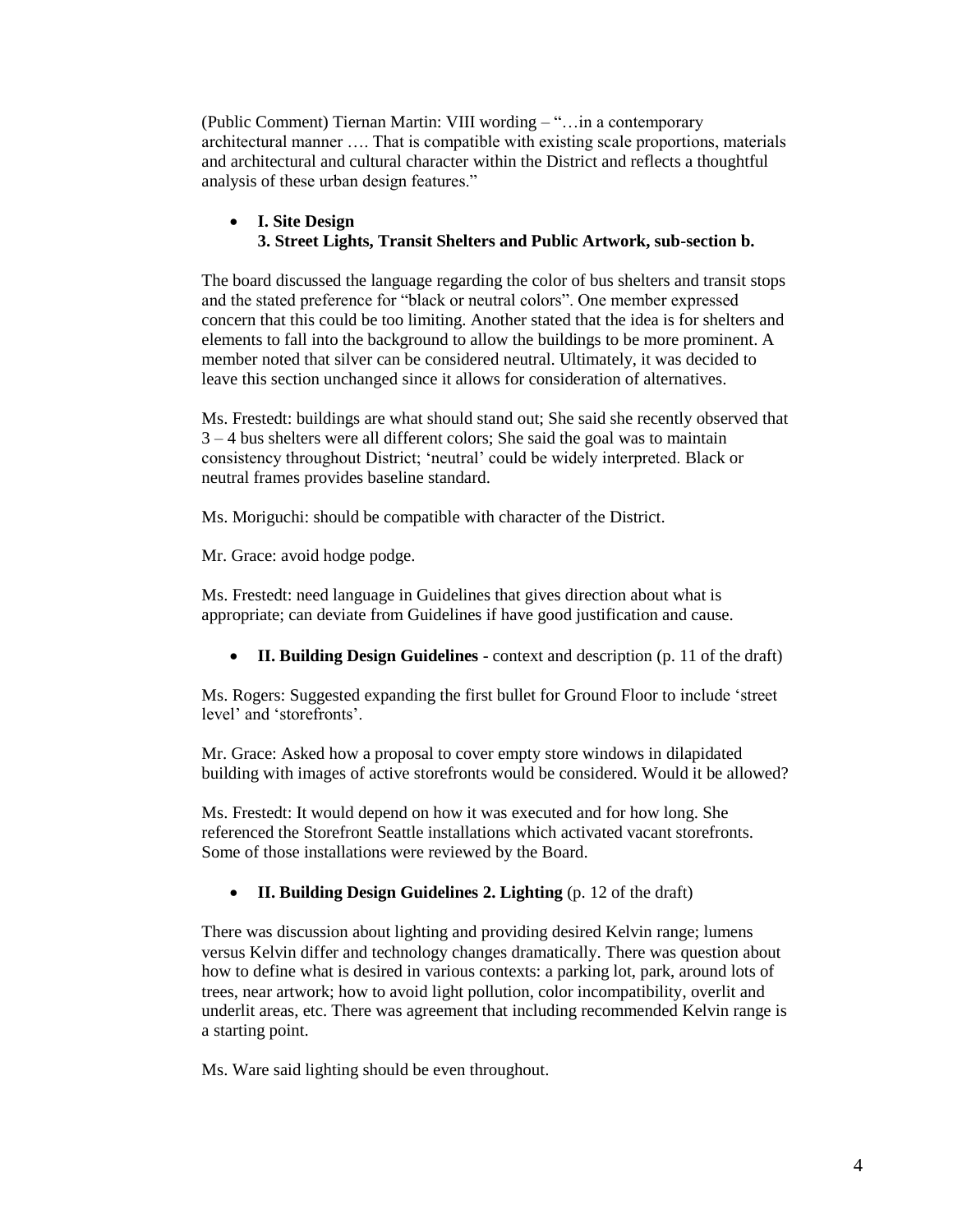(Public Comment) Tiernan Martin: VIII wording – "…in a contemporary architectural manner …. That is compatible with existing scale proportions, materials and architectural and cultural character within the District and reflects a thoughtful analysis of these urban design features."

- **I. Site Design**
  **3. Street Lights, Transit Shelters and Public Artwork, sub-section b.**

The board discussed the language regarding the color of bus shelters and transit stops and the stated preference for "black or neutral colors". One member expressed concern that this could be too limiting. Another stated that the idea is for shelters and elements to fall into the background to allow the buildings to be more prominent. A member noted that silver can be considered neutral. Ultimately, it was decided to leave this section unchanged since it allows for consideration of alternatives.

Ms. Frestedt: buildings are what should stand out; She said she recently observed that 3 – 4 bus shelters were all different colors; She said the goal was to maintain consistency throughout District; 'neutral' could be widely interpreted. Black or neutral frames provides baseline standard.

Ms. Moriguchi: should be compatible with character of the District.

Mr. Grace: avoid hodge podge.

Ms. Frestedt: need language in Guidelines that gives direction about what is appropriate; can deviate from Guidelines if have good justification and cause.

- **II. Building Design Guidelines** - context and description (p. 11 of the draft)

Ms. Rogers: Suggested expanding the first bullet for Ground Floor to include 'street level' and 'storefronts'.

Mr. Grace: Asked how a proposal to cover empty store windows in dilapidated building with images of active storefronts would be considered. Would it be allowed?

Ms. Frestedt: It would depend on how it was executed and for how long. She referenced the Storefront Seattle installations which activated vacant storefronts. Some of those installations were reviewed by the Board.

- **II. Building Design Guidelines 2. Lighting** (p. 12 of the draft)

There was discussion about lighting and providing desired Kelvin range; lumens versus Kelvin differ and technology changes dramatically. There was question about how to define what is desired in various contexts: a parking lot, park, around lots of trees, near artwork; how to avoid light pollution, color incompatibility, overlit and underlit areas, etc. There was agreement that including recommended Kelvin range is a starting point.

Ms. Ware said lighting should be even throughout.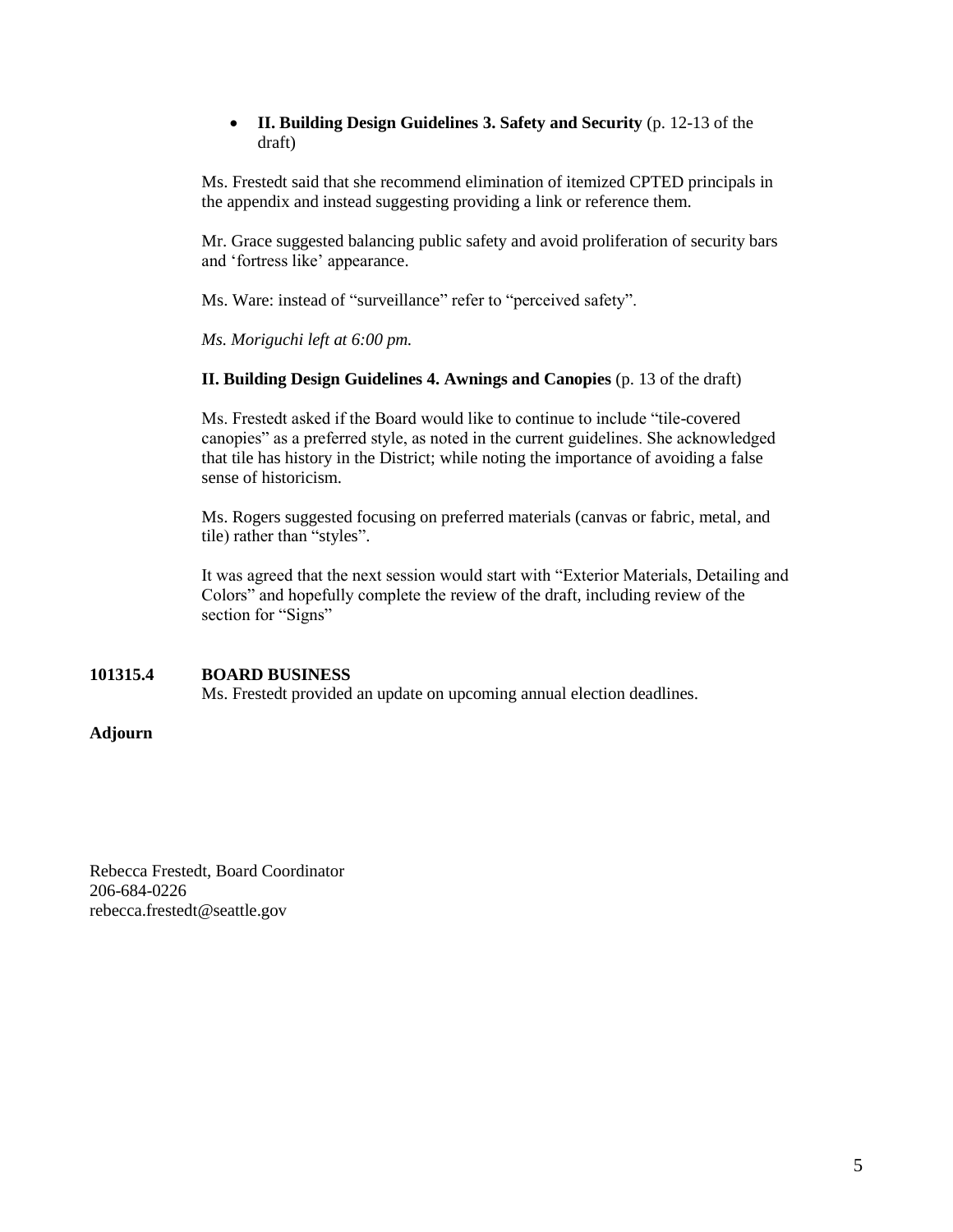- **II. Building Design Guidelines 3. Safety and Security** (p. 12-13 of the draft)

Ms. Frestedt said that she recommend elimination of itemized CPTED principals in the appendix and instead suggesting providing a link or reference them.

Mr. Grace suggested balancing public safety and avoid proliferation of security bars and 'fortress like' appearance.

Ms. Ware: instead of "surveillance" refer to "perceived safety".

*Ms. Moriguchi left at 6:00 pm.*

**II. Building Design Guidelines 4. Awnings and Canopies** (p. 13 of the draft)

Ms. Frestedt asked if the Board would like to continue to include "tile-covered canopies" as a preferred style, as noted in the current guidelines. She acknowledged that tile has history in the District; while noting the importance of avoiding a false sense of historicism.

Ms. Rogers suggested focusing on preferred materials (canvas or fabric, metal, and tile) rather than "styles".

It was agreed that the next session would start with "Exterior Materials, Detailing and Colors" and hopefully complete the review of the draft, including review of the section for "Signs"

**101315.4 BOARD BUSINESS**

Ms. Frestedt provided an update on upcoming annual election deadlines.

**Adjourn**

Rebecca Frestedt, Board Coordinator
206-684-0226
rebecca.frestedt@seattle.gov